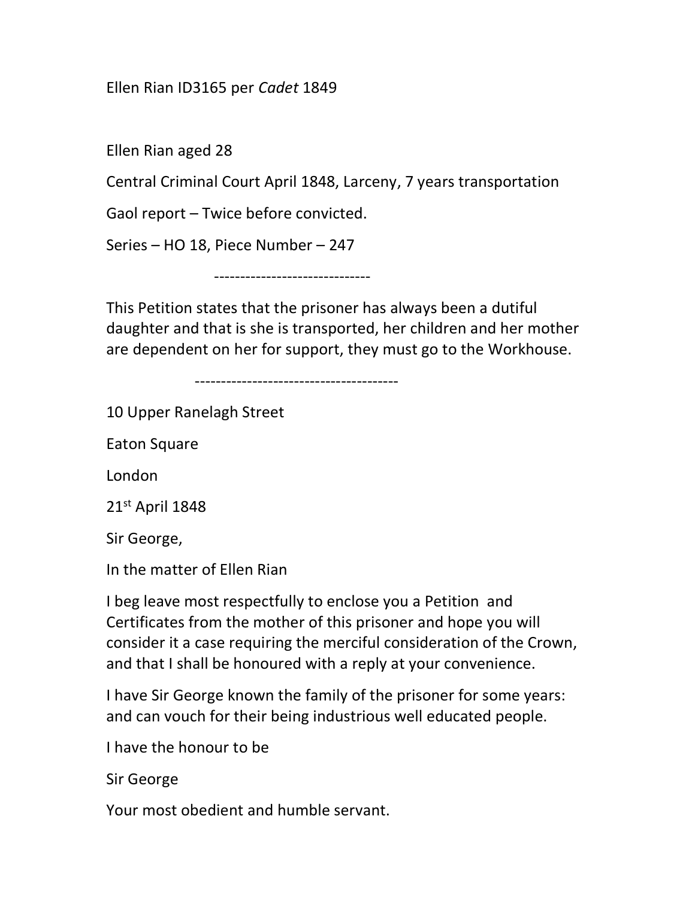Ellen Rian ID3165 per *Cadet* 1849

Ellen Rian aged 28

Central Criminal Court April 1848, Larceny, 7 years transportation

Gaol report – Twice before convicted.

Series – HO 18, Piece Number – 247

------------------------------

This Petition states that the prisoner has always been a dutiful daughter and that is she is transported, her children and her mother are dependent on her for support, they must go to the Workhouse.

---------------------------------------

10 Upper Ranelagh Street

Eaton Square

London

21st April 1848

Sir George,

In the matter of Ellen Rian

I beg leave most respectfully to enclose you a Petition and Certificates from the mother of this prisoner and hope you will consider it a case requiring the merciful consideration of the Crown, and that I shall be honoured with a reply at your convenience.

I have Sir George known the family of the prisoner for some years: and can vouch for their being industrious well educated people.

I have the honour to be

Sir George

Your most obedient and humble servant.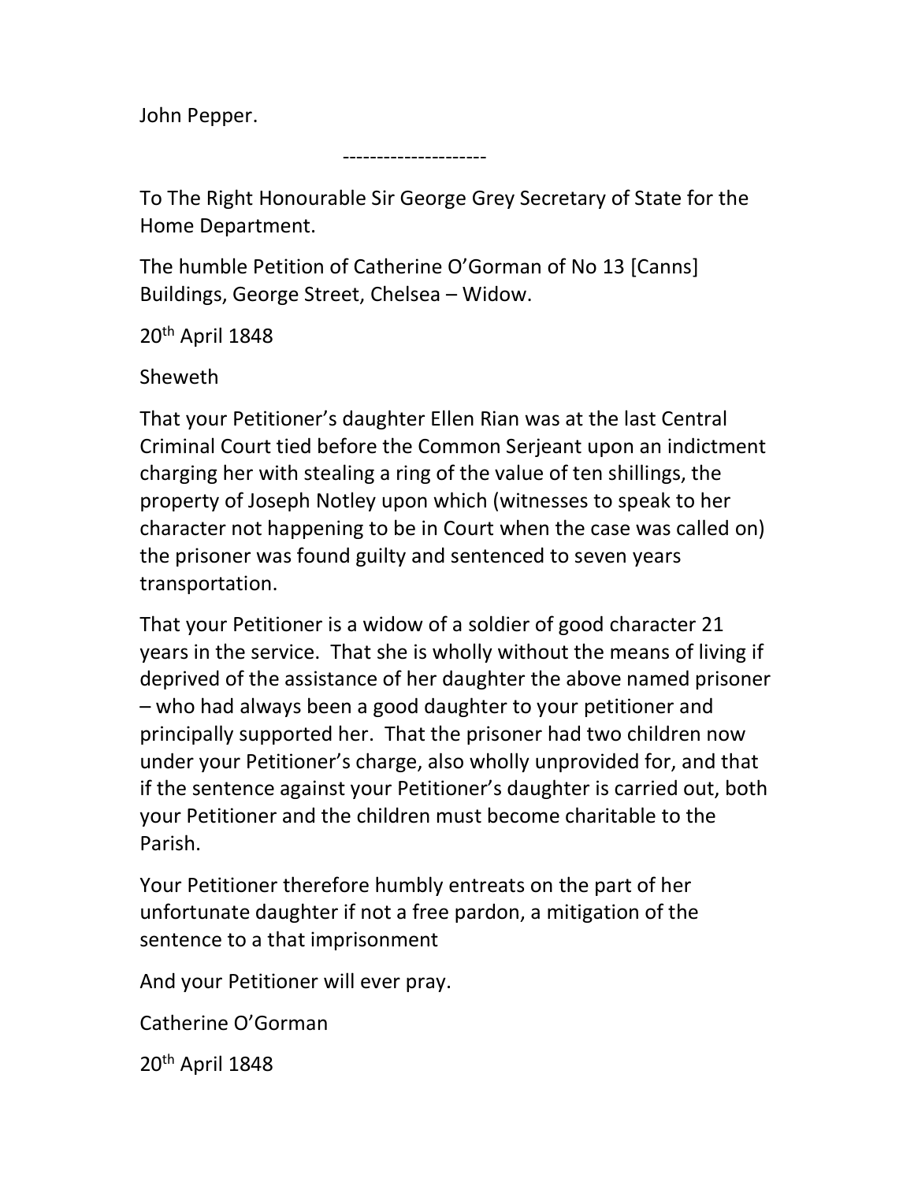John Pepper.

---------------------

To The Right Honourable Sir George Grey Secretary of State for the Home Department.

The humble Petition of Catherine O'Gorman of No 13 [Canns] Buildings, George Street, Chelsea – Widow.

20th April 1848

Sheweth

That your Petitioner's daughter Ellen Rian was at the last Central Criminal Court tied before the Common Serjeant upon an indictment charging her with stealing a ring of the value of ten shillings, the property of Joseph Notley upon which (witnesses to speak to her character not happening to be in Court when the case was called on) the prisoner was found guilty and sentenced to seven years transportation.

That your Petitioner is a widow of a soldier of good character 21 years in the service. That she is wholly without the means of living if deprived of the assistance of her daughter the above named prisoner – who had always been a good daughter to your petitioner and principally supported her. That the prisoner had two children now under your Petitioner's charge, also wholly unprovided for, and that if the sentence against your Petitioner's daughter is carried out, both your Petitioner and the children must become charitable to the Parish.

Your Petitioner therefore humbly entreats on the part of her unfortunate daughter if not a free pardon, a mitigation of the sentence to a that imprisonment

And your Petitioner will ever pray.

Catherine O'Gorman

20th April 1848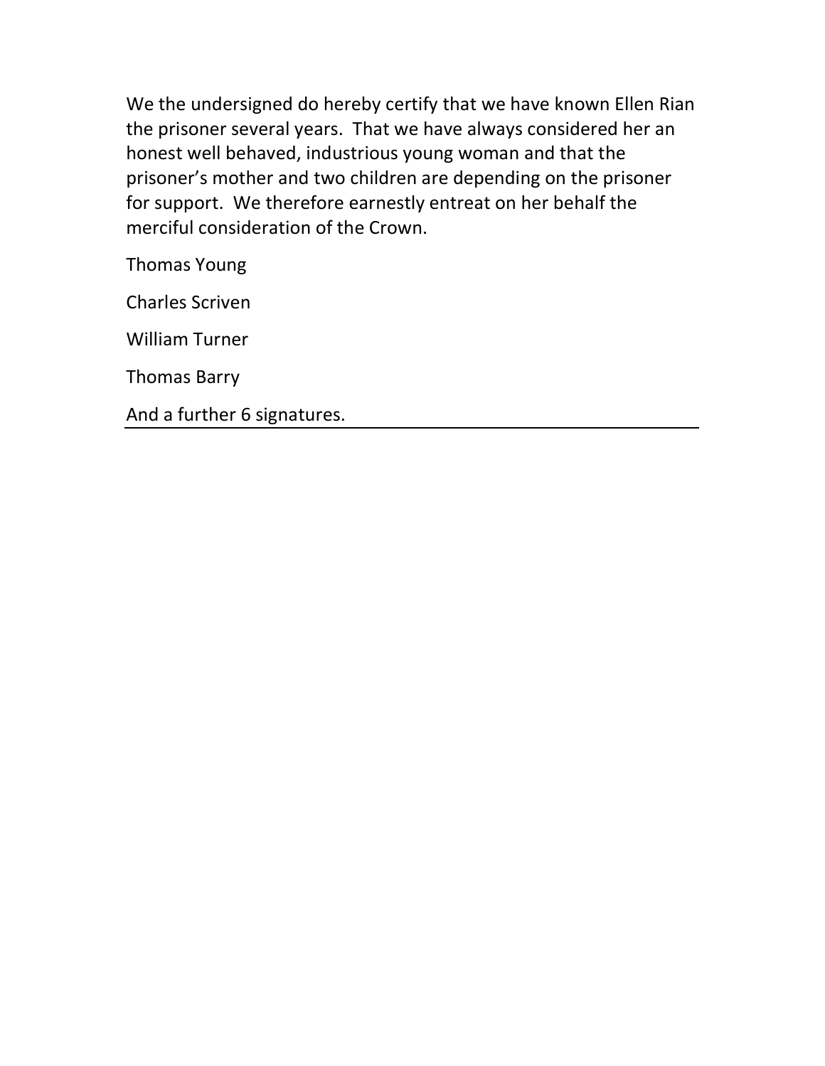We the undersigned do hereby certify that we have known Ellen Rian the prisoner several years. That we have always considered her an honest well behaved, industrious young woman and that the prisoner's mother and two children are depending on the prisoner for support. We therefore earnestly entreat on her behalf the merciful consideration of the Crown.

Thomas Young

Charles Scriven

William Turner

Thomas Barry

And a further 6 signatures.